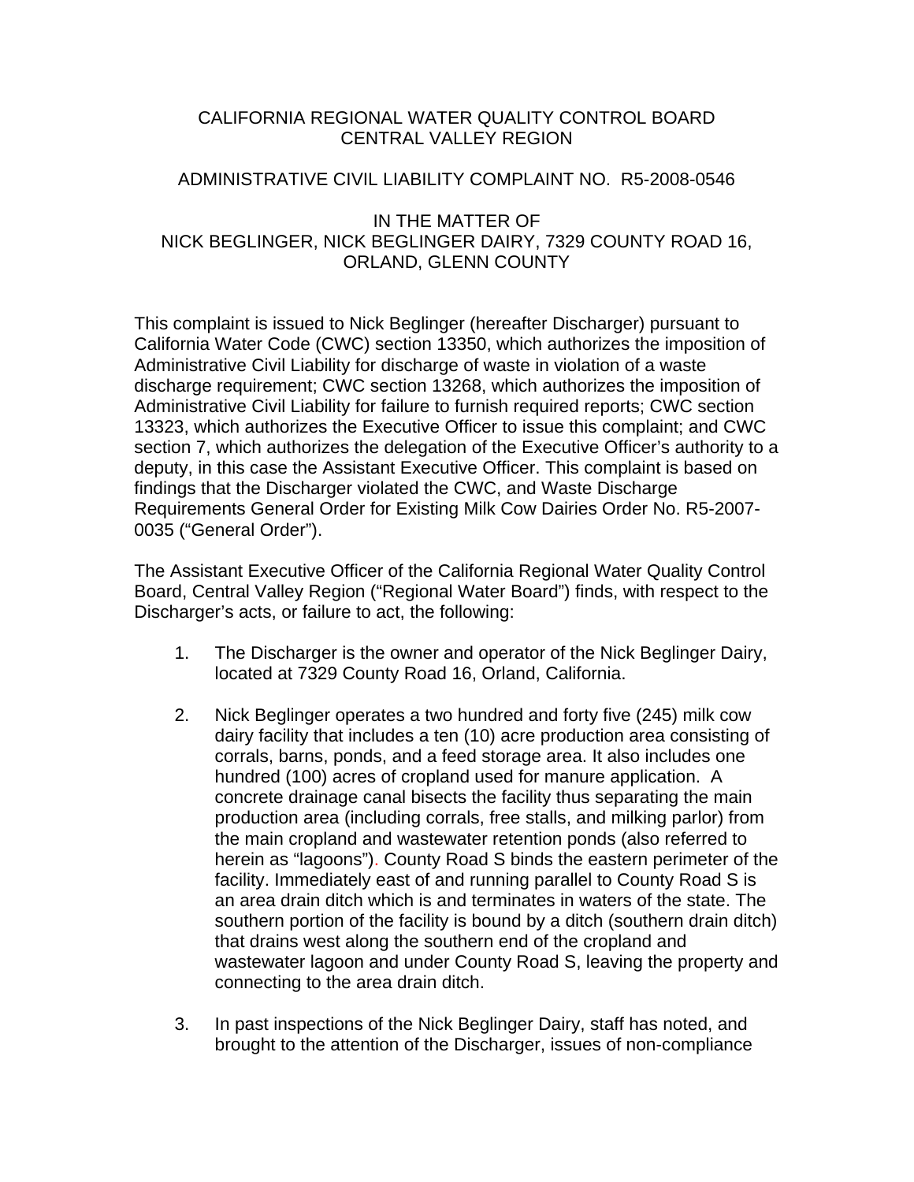CALIFORNIA REGIONAL WATER QUALITY CONTROL BOARD
CENTRAL VALLEY REGION

ADMINISTRATIVE CIVIL LIABILITY COMPLAINT NO. R5-2008-0546

IN THE MATTER OF
NICK BEGLINGER, NICK BEGLINGER DAIRY, 7329 COUNTY ROAD 16, ORLAND, GLENN COUNTY

This complaint is issued to Nick Beglinger (hereafter Discharger) pursuant to California Water Code (CWC) section 13350, which authorizes the imposition of Administrative Civil Liability for discharge of waste in violation of a waste discharge requirement; CWC section 13268, which authorizes the imposition of Administrative Civil Liability for failure to furnish required reports; CWC section 13323, which authorizes the Executive Officer to issue this complaint; and CWC section 7, which authorizes the delegation of the Executive Officer's authority to a deputy, in this case the Assistant Executive Officer. This complaint is based on findings that the Discharger violated the CWC, and Waste Discharge Requirements General Order for Existing Milk Cow Dairies Order No. R5-2007-0035 ("General Order").

The Assistant Executive Officer of the California Regional Water Quality Control Board, Central Valley Region ("Regional Water Board") finds, with respect to the Discharger's acts, or failure to act, the following:

1. The Discharger is the owner and operator of the Nick Beglinger Dairy, located at 7329 County Road 16, Orland, California.

2. Nick Beglinger operates a two hundred and forty five (245) milk cow dairy facility that includes a ten (10) acre production area consisting of corrals, barns, ponds, and a feed storage area. It also includes one hundred (100) acres of cropland used for manure application. A concrete drainage canal bisects the facility thus separating the main production area (including corrals, free stalls, and milking parlor) from the main cropland and wastewater retention ponds (also referred to herein as "lagoons"). County Road S binds the eastern perimeter of the facility. Immediately east of and running parallel to County Road S is an area drain ditch which is and terminates in waters of the state. The southern portion of the facility is bound by a ditch (southern drain ditch) that drains west along the southern end of the cropland and wastewater lagoon and under County Road S, leaving the property and connecting to the area drain ditch.

3. In past inspections of the Nick Beglinger Dairy, staff has noted, and brought to the attention of the Discharger, issues of non-compliance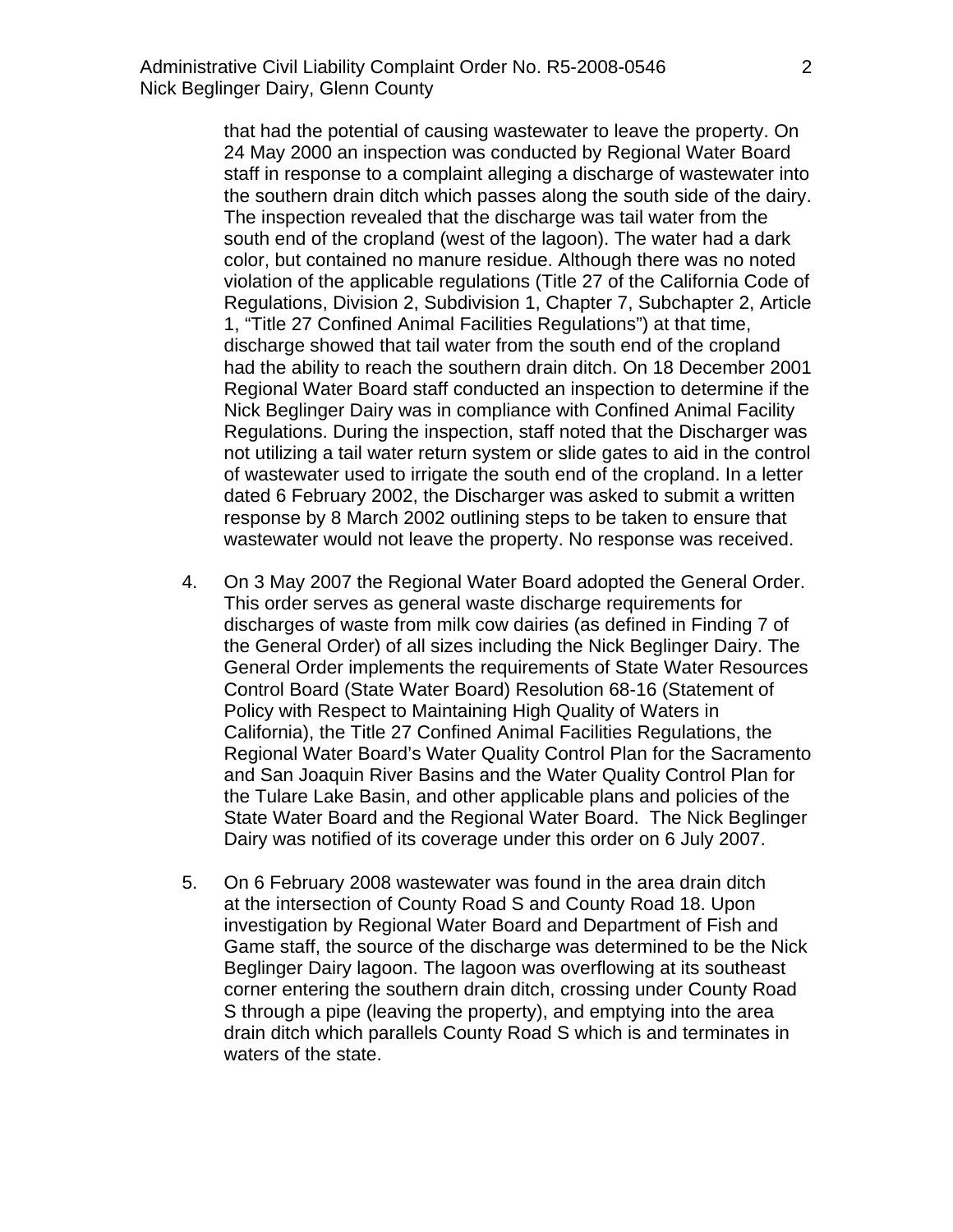that had the potential of causing wastewater to leave the property. On 24 May 2000 an inspection was conducted by Regional Water Board staff in response to a complaint alleging a discharge of wastewater into the southern drain ditch which passes along the south side of the dairy. The inspection revealed that the discharge was tail water from the south end of the cropland (west of the lagoon). The water had a dark color, but contained no manure residue. Although there was no noted violation of the applicable regulations (Title 27 of the California Code of Regulations, Division 2, Subdivision 1, Chapter 7, Subchapter 2, Article 1, "Title 27 Confined Animal Facilities Regulations") at that time, discharge showed that tail water from the south end of the cropland had the ability to reach the southern drain ditch. On 18 December 2001 Regional Water Board staff conducted an inspection to determine if the Nick Beglinger Dairy was in compliance with Confined Animal Facility Regulations. During the inspection, staff noted that the Discharger was not utilizing a tail water return system or slide gates to aid in the control of wastewater used to irrigate the south end of the cropland. In a letter dated 6 February 2002, the Discharger was asked to submit a written response by 8 March 2002 outlining steps to be taken to ensure that wastewater would not leave the property. No response was received.

4. On 3 May 2007 the Regional Water Board adopted the General Order. This order serves as general waste discharge requirements for discharges of waste from milk cow dairies (as defined in Finding 7 of the General Order) of all sizes including the Nick Beglinger Dairy. The General Order implements the requirements of State Water Resources Control Board (State Water Board) Resolution 68-16 (Statement of Policy with Respect to Maintaining High Quality of Waters in California), the Title 27 Confined Animal Facilities Regulations, the Regional Water Board's Water Quality Control Plan for the Sacramento and San Joaquin River Basins and the Water Quality Control Plan for the Tulare Lake Basin, and other applicable plans and policies of the State Water Board and the Regional Water Board. The Nick Beglinger Dairy was notified of its coverage under this order on 6 July 2007.

5. On 6 February 2008 wastewater was found in the area drain ditch at the intersection of County Road S and County Road 18. Upon investigation by Regional Water Board and Department of Fish and Game staff, the source of the discharge was determined to be the Nick Beglinger Dairy lagoon. The lagoon was overflowing at its southeast corner entering the southern drain ditch, crossing under County Road S through a pipe (leaving the property), and emptying into the area drain ditch which parallels County Road S which is and terminates in waters of the state.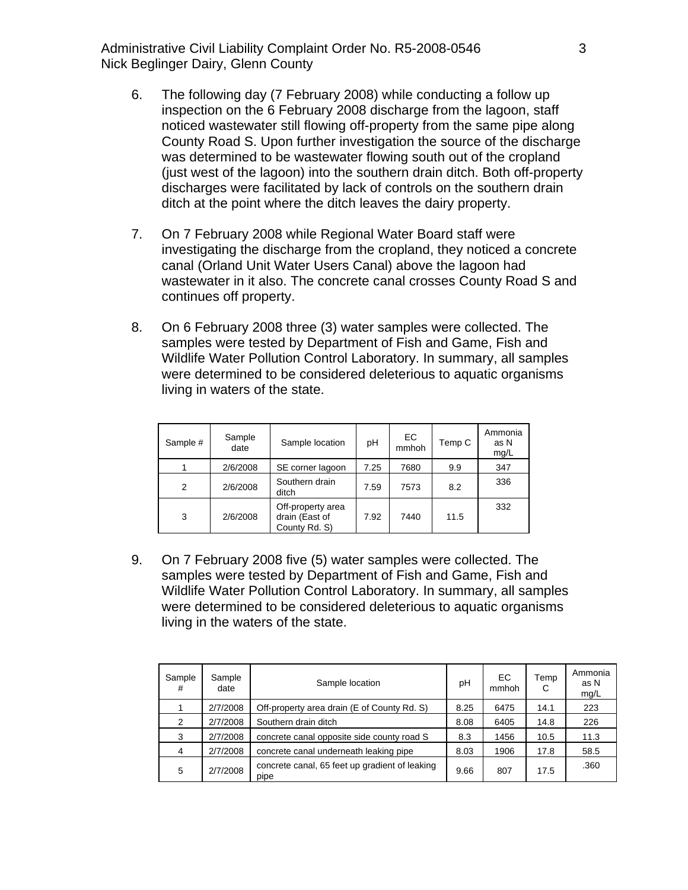6. The following day (7 February 2008) while conducting a follow up inspection on the 6 February 2008 discharge from the lagoon, staff noticed wastewater still flowing off-property from the same pipe along County Road S. Upon further investigation the source of the discharge was determined to be wastewater flowing south out of the cropland (just west of the lagoon) into the southern drain ditch. Both off-property discharges were facilitated by lack of controls on the southern drain ditch at the point where the ditch leaves the dairy property.

7. On 7 February 2008 while Regional Water Board staff were investigating the discharge from the cropland, they noticed a concrete canal (Orland Unit Water Users Canal) above the lagoon had wastewater in it also. The concrete canal crosses County Road S and continues off property.

8. On 6 February 2008 three (3) water samples were collected. The samples were tested by Department of Fish and Game, Fish and Wildlife Water Pollution Control Laboratory. In summary, all samples were determined to be considered deleterious to aquatic organisms living in waters of the state.

| Sample # | Sample date | Sample location | pH | EC mmhoh | Temp C | Ammonia as N mg/L |
|---|---|---|---|---|---|---|
| 1 | 2/6/2008 | SE corner lagoon | 7.25 | 7680 | 9.9 | 347 |
| 2 | 2/6/2008 | Southern drain ditch | 7.59 | 7573 | 8.2 | 336 |
| 3 | 2/6/2008 | Off-property area drain (East of County Rd. S) | 7.92 | 7440 | 11.5 | 332 |

9. On 7 February 2008 five (5) water samples were collected. The samples were tested by Department of Fish and Game, Fish and Wildlife Water Pollution Control Laboratory. In summary, all samples were determined to be considered deleterious to aquatic organisms living in the waters of the state.

| Sample # | Sample date | Sample location | pH | EC mmhoh | Temp C | Ammonia as N mg/L |
|---|---|---|---|---|---|---|
| 1 | 2/7/2008 | Off-property area drain (E of County Rd. S) | 8.25 | 6475 | 14.1 | 223 |
| 2 | 2/7/2008 | Southern drain ditch | 8.08 | 6405 | 14.8 | 226 |
| 3 | 2/7/2008 | concrete canal opposite side county road S | 8.3 | 1456 | 10.5 | 11.3 |
| 4 | 2/7/2008 | concrete canal underneath leaking pipe | 8.03 | 1906 | 17.8 | 58.5 |
| 5 | 2/7/2008 | concrete canal, 65 feet up gradient of leaking pipe | 9.66 | 807 | 17.5 | .360 |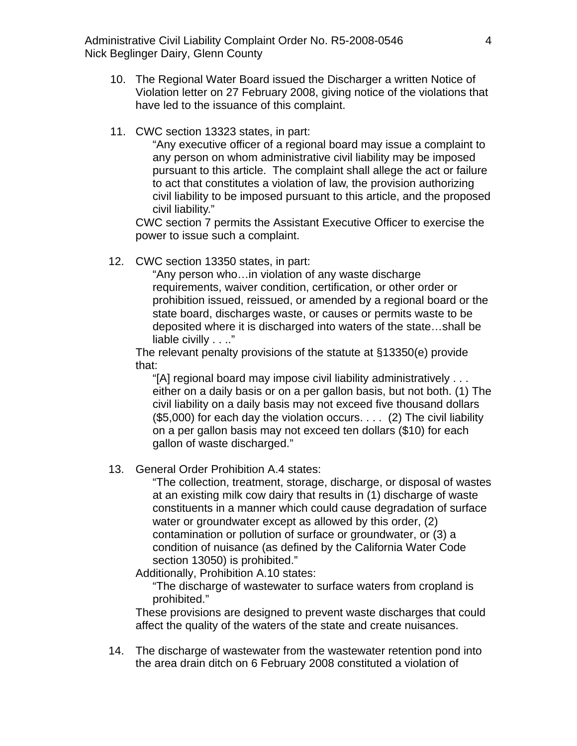10. The Regional Water Board issued the Discharger a written Notice of Violation letter on 27 February 2008, giving notice of the violations that have led to the issuance of this complaint.

11. CWC section 13323 states, in part:

    "Any executive officer of a regional board may issue a complaint to any person on whom administrative civil liability may be imposed pursuant to this article. The complaint shall allege the act or failure to act that constitutes a violation of law, the provision authorizing civil liability to be imposed pursuant to this article, and the proposed civil liability."

    CWC section 7 permits the Assistant Executive Officer to exercise the power to issue such a complaint.

12. CWC section 13350 states, in part:

    "Any person who…in violation of any waste discharge requirements, waiver condition, certification, or other order or prohibition issued, reissued, or amended by a regional board or the state board, discharges waste, or causes or permits waste to be deposited where it is discharged into waters of the state…shall be liable civilly . . .."

    The relevant penalty provisions of the statute at §13350(e) provide that:

    "[A] regional board may impose civil liability administratively . . . either on a daily basis or on a per gallon basis, but not both. (1) The civil liability on a daily basis may not exceed five thousand dollars ($5,000) for each day the violation occurs. . . . (2) The civil liability on a per gallon basis may not exceed ten dollars ($10) for each gallon of waste discharged."

13. General Order Prohibition A.4 states:

    "The collection, treatment, storage, discharge, or disposal of wastes at an existing milk cow dairy that results in (1) discharge of waste constituents in a manner which could cause degradation of surface water or groundwater except as allowed by this order, (2) contamination or pollution of surface or groundwater, or (3) a condition of nuisance (as defined by the California Water Code section 13050) is prohibited."

    Additionally, Prohibition A.10 states:

    "The discharge of wastewater to surface waters from cropland is prohibited."

    These provisions are designed to prevent waste discharges that could affect the quality of the waters of the state and create nuisances.

14. The discharge of wastewater from the wastewater retention pond into the area drain ditch on 6 February 2008 constituted a violation of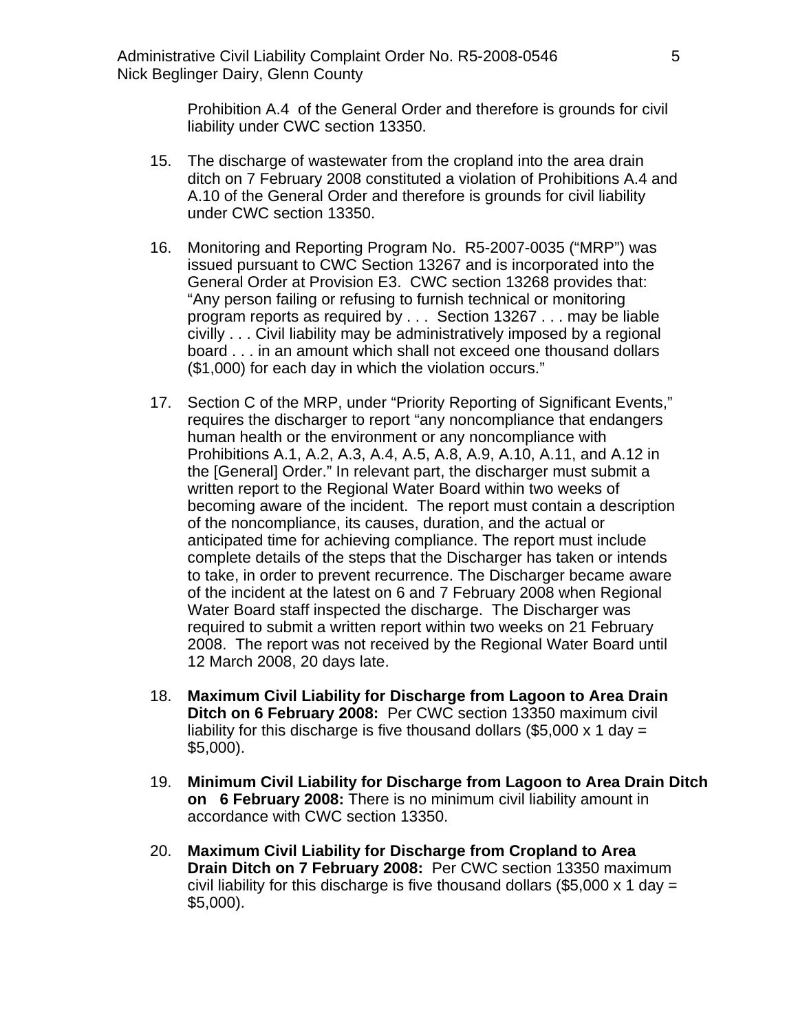Prohibition A.4 of the General Order and therefore is grounds for civil liability under CWC section 13350.

15. The discharge of wastewater from the cropland into the area drain ditch on 7 February 2008 constituted a violation of Prohibitions A.4 and A.10 of the General Order and therefore is grounds for civil liability under CWC section 13350.

16. Monitoring and Reporting Program No. R5-2007-0035 ("MRP") was issued pursuant to CWC Section 13267 and is incorporated into the General Order at Provision E3. CWC section 13268 provides that: "Any person failing or refusing to furnish technical or monitoring program reports as required by . . . Section 13267 . . . may be liable civilly . . . Civil liability may be administratively imposed by a regional board . . . in an amount which shall not exceed one thousand dollars ($1,000) for each day in which the violation occurs."

17. Section C of the MRP, under "Priority Reporting of Significant Events," requires the discharger to report "any noncompliance that endangers human health or the environment or any noncompliance with Prohibitions A.1, A.2, A.3, A.4, A.5, A.8, A.9, A.10, A.11, and A.12 in the [General] Order." In relevant part, the discharger must submit a written report to the Regional Water Board within two weeks of becoming aware of the incident. The report must contain a description of the noncompliance, its causes, duration, and the actual or anticipated time for achieving compliance. The report must include complete details of the steps that the Discharger has taken or intends to take, in order to prevent recurrence. The Discharger became aware of the incident at the latest on 6 and 7 February 2008 when Regional Water Board staff inspected the discharge. The Discharger was required to submit a written report within two weeks on 21 February 2008. The report was not received by the Regional Water Board until 12 March 2008, 20 days late.

18. **Maximum Civil Liability for Discharge from Lagoon to Area Drain Ditch on 6 February 2008:** Per CWC section 13350 maximum civil liability for this discharge is five thousand dollars ($5,000 x 1 day = $5,000).

19. **Minimum Civil Liability for Discharge from Lagoon to Area Drain Ditch on 6 February 2008:** There is no minimum civil liability amount in accordance with CWC section 13350.

20. **Maximum Civil Liability for Discharge from Cropland to Area Drain Ditch on 7 February 2008:** Per CWC section 13350 maximum civil liability for this discharge is five thousand dollars ($5,000 x 1 day = $5,000).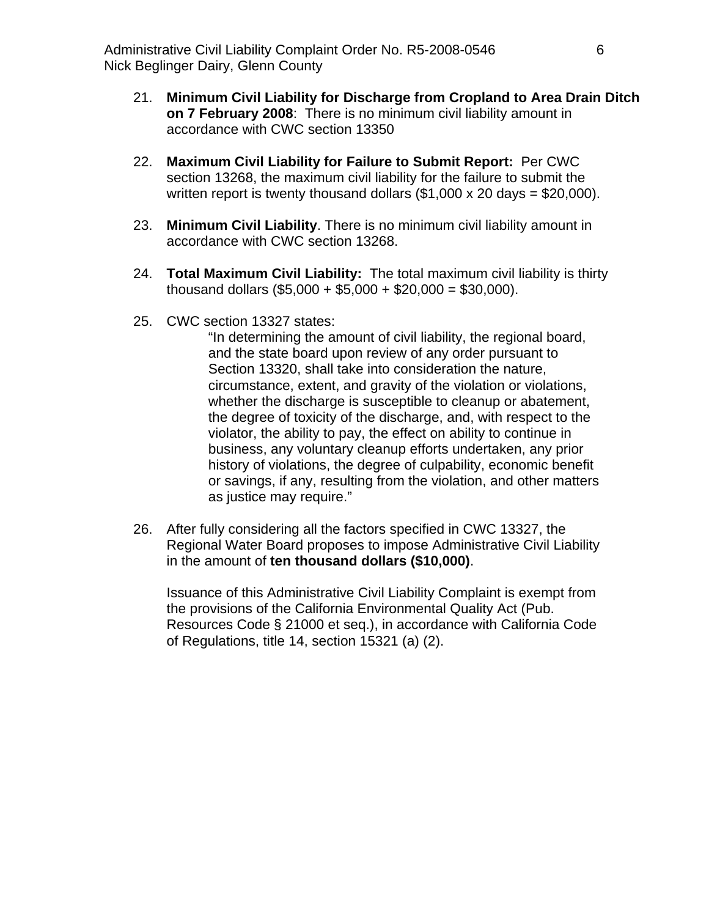21. **Minimum Civil Liability for Discharge from Cropland to Area Drain Ditch on 7 February 2008**: There is no minimum civil liability amount in accordance with CWC section 13350

22. **Maximum Civil Liability for Failure to Submit Report:** Per CWC section 13268, the maximum civil liability for the failure to submit the written report is twenty thousand dollars ($1,000 x 20 days = $20,000).

23. **Minimum Civil Liability**. There is no minimum civil liability amount in accordance with CWC section 13268.

24. **Total Maximum Civil Liability:** The total maximum civil liability is thirty thousand dollars ($5,000 + $5,000 + $20,000 = $30,000).

25. CWC section 13327 states:

    > "In determining the amount of civil liability, the regional board, and the state board upon review of any order pursuant to Section 13320, shall take into consideration the nature, circumstance, extent, and gravity of the violation or violations, whether the discharge is susceptible to cleanup or abatement, the degree of toxicity of the discharge, and, with respect to the violator, the ability to pay, the effect on ability to continue in business, any voluntary cleanup efforts undertaken, any prior history of violations, the degree of culpability, economic benefit or savings, if any, resulting from the violation, and other matters as justice may require."

26. After fully considering all the factors specified in CWC 13327, the Regional Water Board proposes to impose Administrative Civil Liability in the amount of **ten thousand dollars ($10,000)**.

    Issuance of this Administrative Civil Liability Complaint is exempt from the provisions of the California Environmental Quality Act (Pub. Resources Code § 21000 et seq.), in accordance with California Code of Regulations, title 14, section 15321 (a) (2).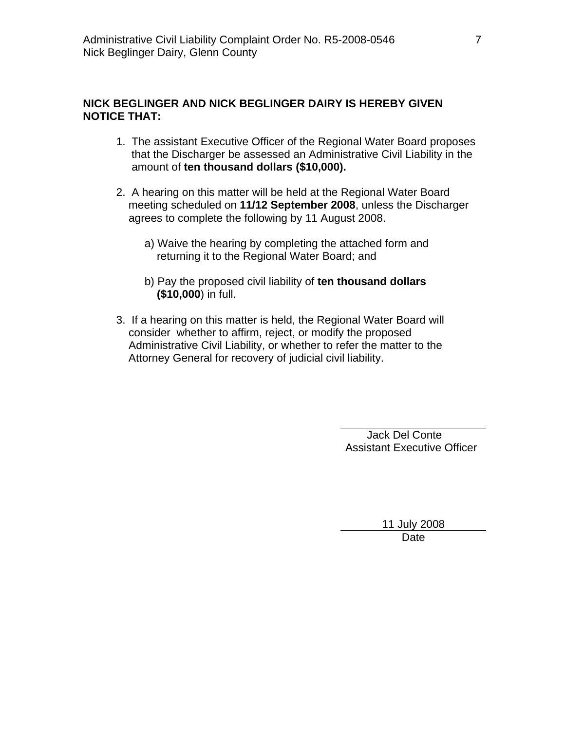**NICK BEGLINGER AND NICK BEGLINGER DAIRY IS HEREBY GIVEN NOTICE THAT:**

1. The assistant Executive Officer of the Regional Water Board proposes that the Discharger be assessed an Administrative Civil Liability in the amount of **ten thousand dollars ($10,000).**

2. A hearing on this matter will be held at the Regional Water Board meeting scheduled on **11/12 September 2008**, unless the Discharger agrees to complete the following by 11 August 2008.

   a) Waive the hearing by completing the attached form and returning it to the Regional Water Board; and

   b) Pay the proposed civil liability of **ten thousand dollars ($10,000**) in full.

3. If a hearing on this matter is held, the Regional Water Board will consider whether to affirm, reject, or modify the proposed Administrative Civil Liability, or whether to refer the matter to the Attorney General for recovery of judicial civil liability.

\_\_\_\_\_\_\_\_\_\_\_\_\_\_\_\_\_\_\_\_\_\_\_\_\_\_
Jack Del Conte
Assistant Executive Officer

11 July 2008
\_\_\_\_\_\_\_\_\_\_\_\_\_\_\_\_\_\_\_\_\_\_\_\_\_\_
Date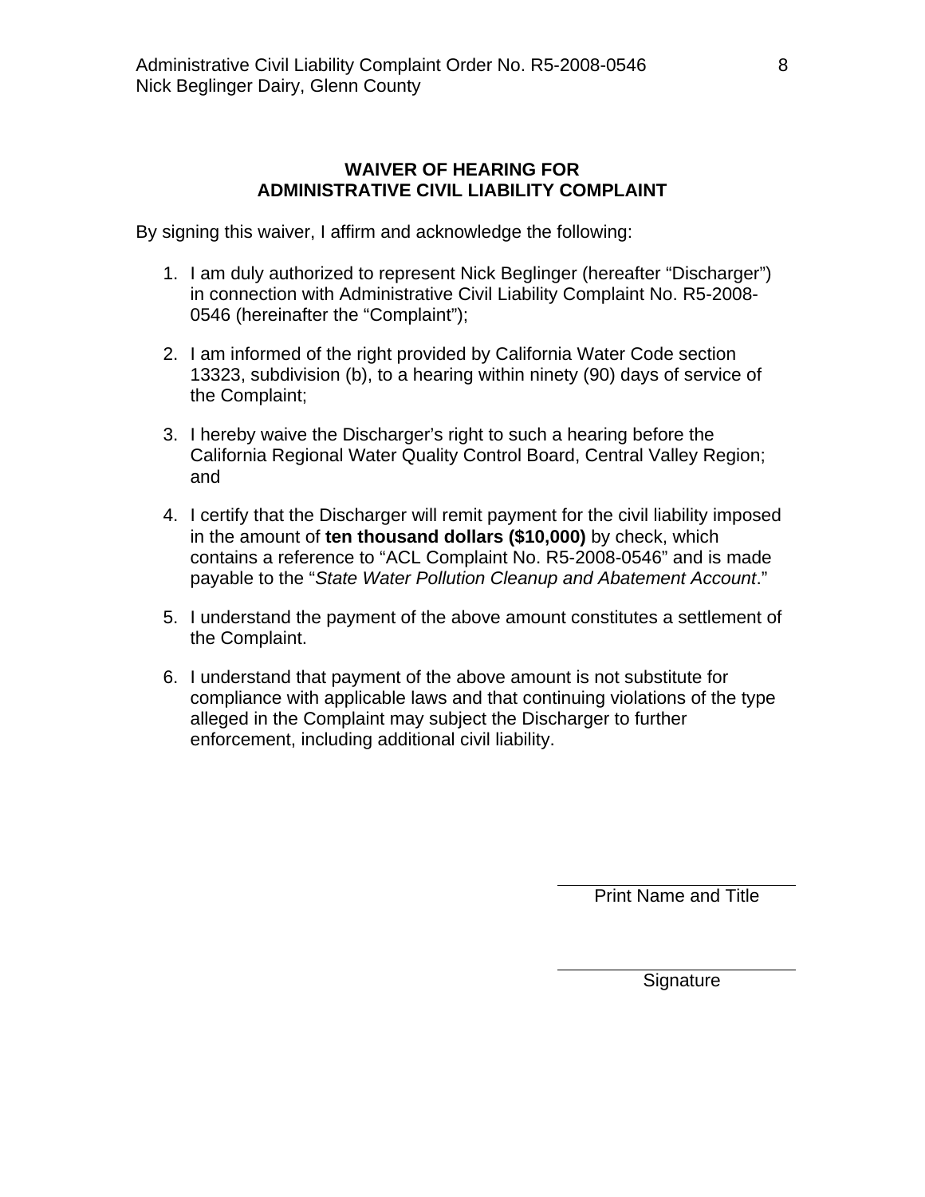## WAIVER OF HEARING FOR ADMINISTRATIVE CIVIL LIABILITY COMPLAINT

By signing this waiver, I affirm and acknowledge the following:

1. I am duly authorized to represent Nick Beglinger (hereafter "Discharger") in connection with Administrative Civil Liability Complaint No. R5-2008-0546 (hereinafter the "Complaint");

2. I am informed of the right provided by California Water Code section 13323, subdivision (b), to a hearing within ninety (90) days of service of the Complaint;

3. I hereby waive the Discharger's right to such a hearing before the California Regional Water Quality Control Board, Central Valley Region; and

4. I certify that the Discharger will remit payment for the civil liability imposed in the amount of **ten thousand dollars ($10,000)** by check, which contains a reference to "ACL Complaint No. R5-2008-0546" and is made payable to the "*State Water Pollution Cleanup and Abatement Account*."

5. I understand the payment of the above amount constitutes a settlement of the Complaint.

6. I understand that payment of the above amount is not substitute for compliance with applicable laws and that continuing violations of the type alleged in the Complaint may subject the Discharger to further enforcement, including additional civil liability.

\_\_\_\_\_\_\_\_\_\_\_\_\_\_\_\_\_\_\_\_\_\_\_\_\_\_\_\_\_\_
Print Name and Title

\_\_\_\_\_\_\_\_\_\_\_\_\_\_\_\_\_\_\_\_\_\_\_\_\_\_\_\_\_\_
Signature